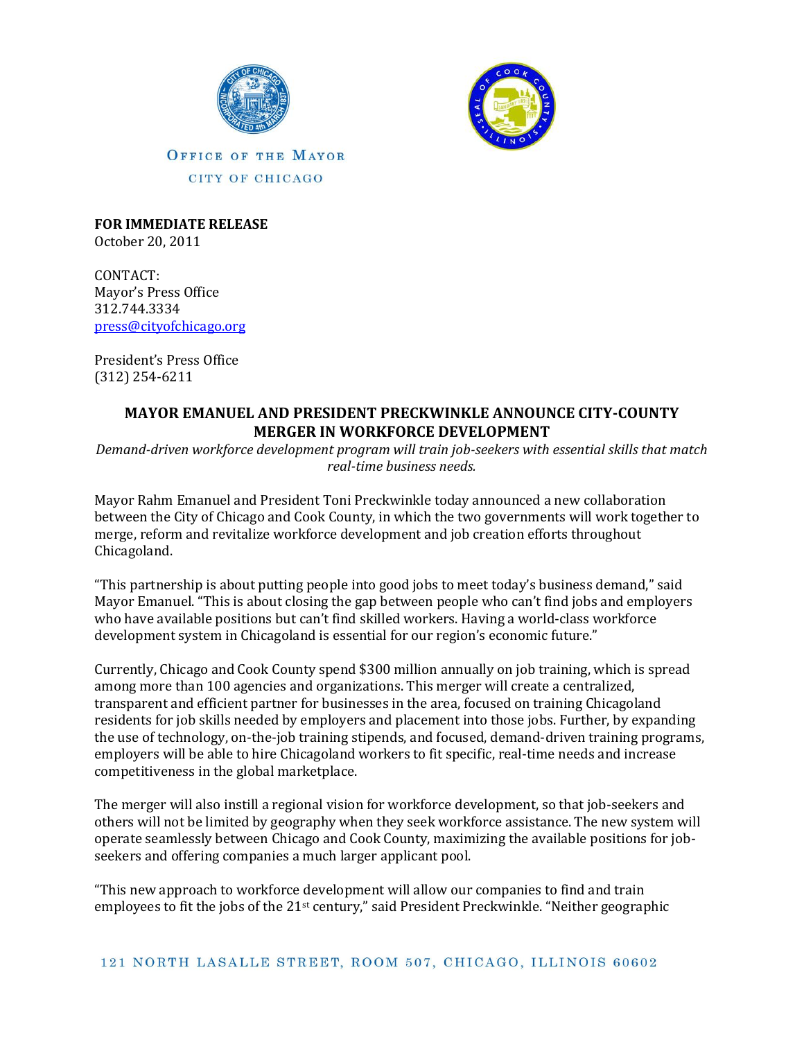OFFICE OF THE MAYOR

CITY OF CHICAGO

**FOR IMMEDIATE RELEASE**
October 20, 2011

CONTACT:
Mayor's Press Office
312.744.3334
press@cityofchicago.org

President's Press Office
(312) 254-6211

## MAYOR EMANUEL AND PRESIDENT PRECKWINKLE ANNOUNCE CITY-COUNTY MERGER IN WORKFORCE DEVELOPMENT

*Demand-driven workforce development program will train job-seekers with essential skills that match real-time business needs.*

Mayor Rahm Emanuel and President Toni Preckwinkle today announced a new collaboration between the City of Chicago and Cook County, in which the two governments will work together to merge, reform and revitalize workforce development and job creation efforts throughout Chicagoland.

"This partnership is about putting people into good jobs to meet today's business demand," said Mayor Emanuel. "This is about closing the gap between people who can't find jobs and employers who have available positions but can't find skilled workers. Having a world-class workforce development system in Chicagoland is essential for our region's economic future."

Currently, Chicago and Cook County spend $300 million annually on job training, which is spread among more than 100 agencies and organizations. This merger will create a centralized, transparent and efficient partner for businesses in the area, focused on training Chicagoland residents for job skills needed by employers and placement into those jobs. Further, by expanding the use of technology, on-the-job training stipends, and focused, demand-driven training programs, employers will be able to hire Chicagoland workers to fit specific, real-time needs and increase competitiveness in the global marketplace.

The merger will also instill a regional vision for workforce development, so that job-seekers and others will not be limited by geography when they seek workforce assistance. The new system will operate seamlessly between Chicago and Cook County, maximizing the available positions for job-seekers and offering companies a much larger applicant pool.

"This new approach to workforce development will allow our companies to find and train employees to fit the jobs of the 21st century," said President Preckwinkle. "Neither geographic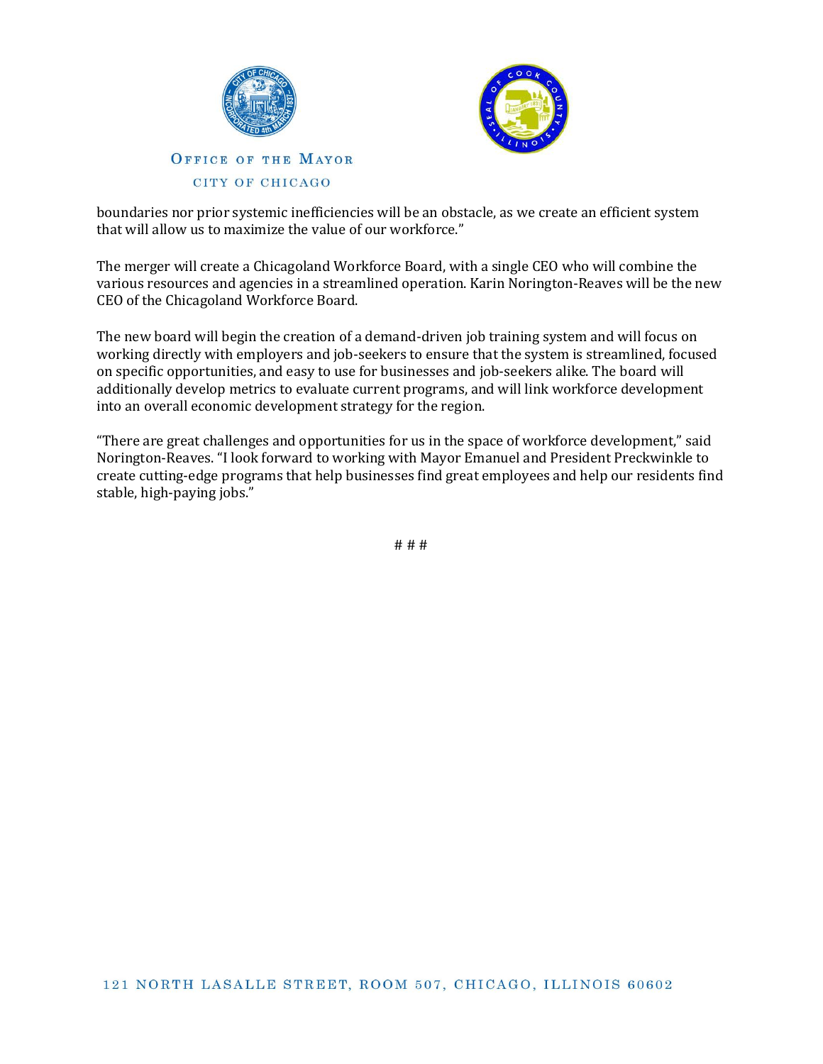boundaries nor prior systemic inefficiencies will be an obstacle, as we create an efficient system that will allow us to maximize the value of our workforce."

The merger will create a Chicagoland Workforce Board, with a single CEO who will combine the various resources and agencies in a streamlined operation. Karin Norington-Reaves will be the new CEO of the Chicagoland Workforce Board.

The new board will begin the creation of a demand-driven job training system and will focus on working directly with employers and job-seekers to ensure that the system is streamlined, focused on specific opportunities, and easy to use for businesses and job-seekers alike. The board will additionally develop metrics to evaluate current programs, and will link workforce development into an overall economic development strategy for the region.

"There are great challenges and opportunities for us in the space of workforce development," said Norington-Reaves. "I look forward to working with Mayor Emanuel and President Preckwinkle to create cutting-edge programs that help businesses find great employees and help our residents find stable, high-paying jobs."

# # #